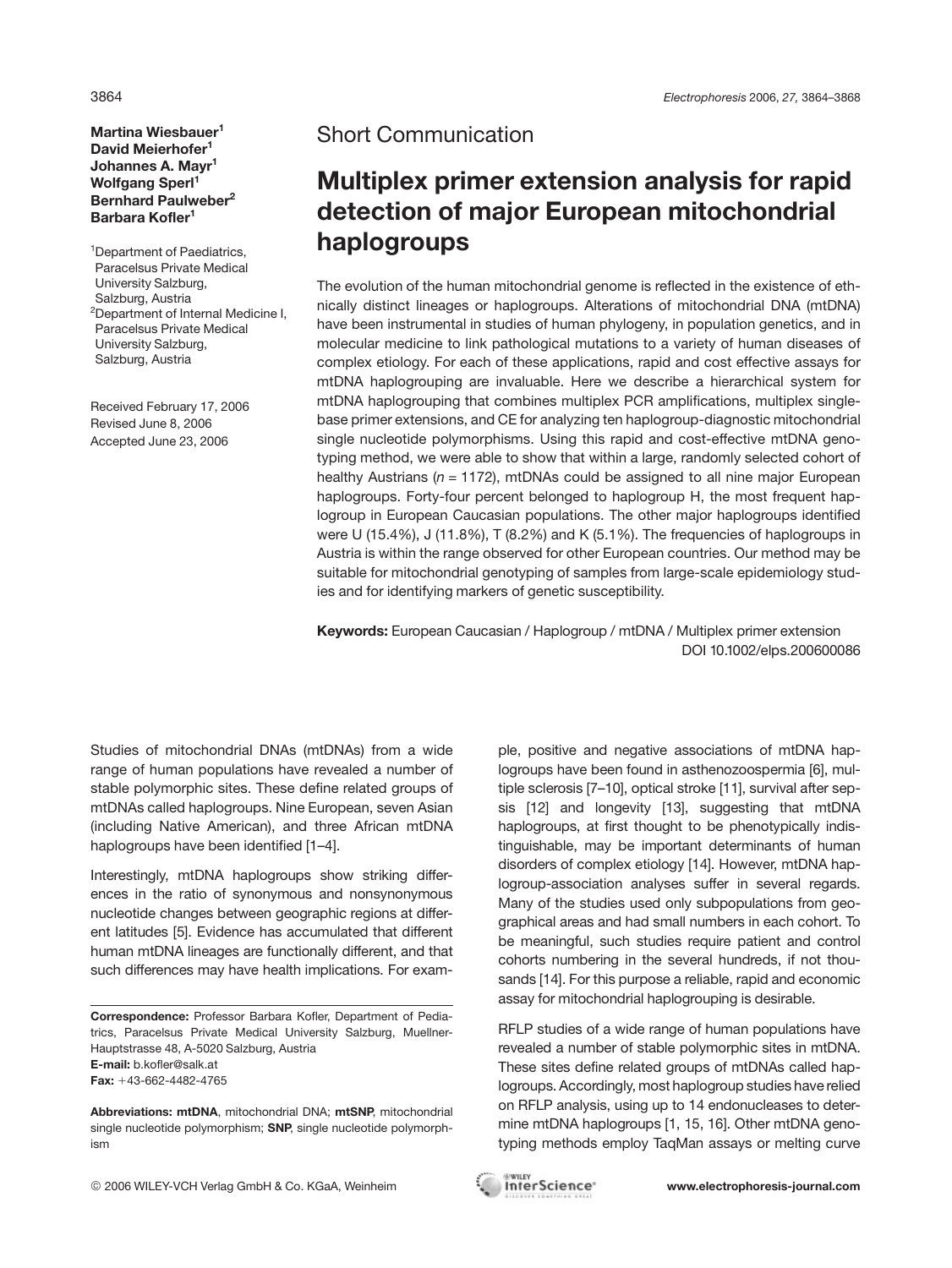Short Communication

# Multiplex primer extension analysis for rapid detection of major European mitochondrial haplogroups

**Martina Wiesbauer[1]**
**David Meierhofer[1]**
**Johannes A. Mayr[1]**
**Wolfgang Sperl[1]**
**Bernhard Paulweber[2]**
**Barbara Kofler[1]**

[1]Department of Paediatrics, Paracelsus Private Medical University Salzburg, Salzburg, Austria
[2]Department of Internal Medicine I, Paracelsus Private Medical University Salzburg, Salzburg, Austria

Received February 17, 2006
Revised June 8, 2006
Accepted June 23, 2006

The evolution of the human mitochondrial genome is reflected in the existence of ethnically distinct lineages or haplogroups. Alterations of mitochondrial DNA (mtDNA) have been instrumental in studies of human phylogeny, in population genetics, and in molecular medicine to link pathological mutations to a variety of human diseases of complex etiology. For each of these applications, rapid and cost effective assays for mtDNA haplogrouping are invaluable. Here we describe a hierarchical system for mtDNA haplogrouping that combines multiplex PCR amplifications, multiplex single-base primer extensions, and CE for analyzing ten haplogroup-diagnostic mitochondrial single nucleotide polymorphisms. Using this rapid and cost-effective mtDNA genotyping method, we were able to show that within a large, randomly selected cohort of healthy Austrians ($n = 1172$), mtDNAs could be assigned to all nine major European haplogroups. Forty-four percent belonged to haplogroup H, the most frequent haplogroup in European Caucasian populations. The other major haplogroups identified were U (15.4%), J (11.8%), T (8.2%) and K (5.1%). The frequencies of haplogroups in Austria is within the range observed for other European countries. Our method may be suitable for mitochondrial genotyping of samples from large-scale epidemiology studies and for identifying markers of genetic susceptibility.

**Keywords:** European Caucasian / Haplogroup / mtDNA / Multiplex primer extension
DOI 10.1002/elps.200600086

Studies of mitochondrial DNAs (mtDNAs) from a wide range of human populations have revealed a number of stable polymorphic sites. These define related groups of mtDNAs called haplogroups. Nine European, seven Asian (including Native American), and three African mtDNA haplogroups have been identified [1–4].

Interestingly, mtDNA haplogroups show striking differences in the ratio of synonymous and nonsynonymous nucleotide changes between geographic regions at different latitudes [5]. Evidence has accumulated that different human mtDNA lineages are functionally different, and that such differences may have health implications. For example, positive and negative associations of mtDNA haplogroups have been found in asthenozoospermia [6], multiple sclerosis [7–10], optical stroke [11], survival after sepsis [12] and longevity [13], suggesting that mtDNA haplogroups, at first thought to be phenotypically indistinguishable, may be important determinants of human disorders of complex etiology [14]. However, mtDNA haplogroup-association analyses suffer in several regards. Many of the studies used only subpopulations from geographical areas and had small numbers in each cohort. To be meaningful, such studies require patient and control cohorts numbering in the several hundreds, if not thousands [14]. For this purpose a reliable, rapid and economic assay for mitochondrial haplogrouping is desirable.

RFLP studies of a wide range of human populations have revealed a number of stable polymorphic sites in mtDNA. These sites define related groups of mtDNAs called haplogroups. Accordingly, most haplogroup studies have relied on RFLP analysis, using up to 14 endonucleases to determine mtDNA haplogroups [1, 15, 16]. Other mtDNA genotyping methods employ TaqMan assays or melting curve

**Correspondence:** Professor Barbara Kofler, Department of Pediatrics, Paracelsus Private Medical University Salzburg, Muellner-Hauptstrasse 48, A-5020 Salzburg, Austria
**E-mail:** b.kofler@salk.at
**Fax:** +43-662-4482-4765

**Abbreviations: mtDNA**, mitochondrial DNA; **mtSNP**, mitochondrial single nucleotide polymorphism; **SNP**, single nucleotide polymorphism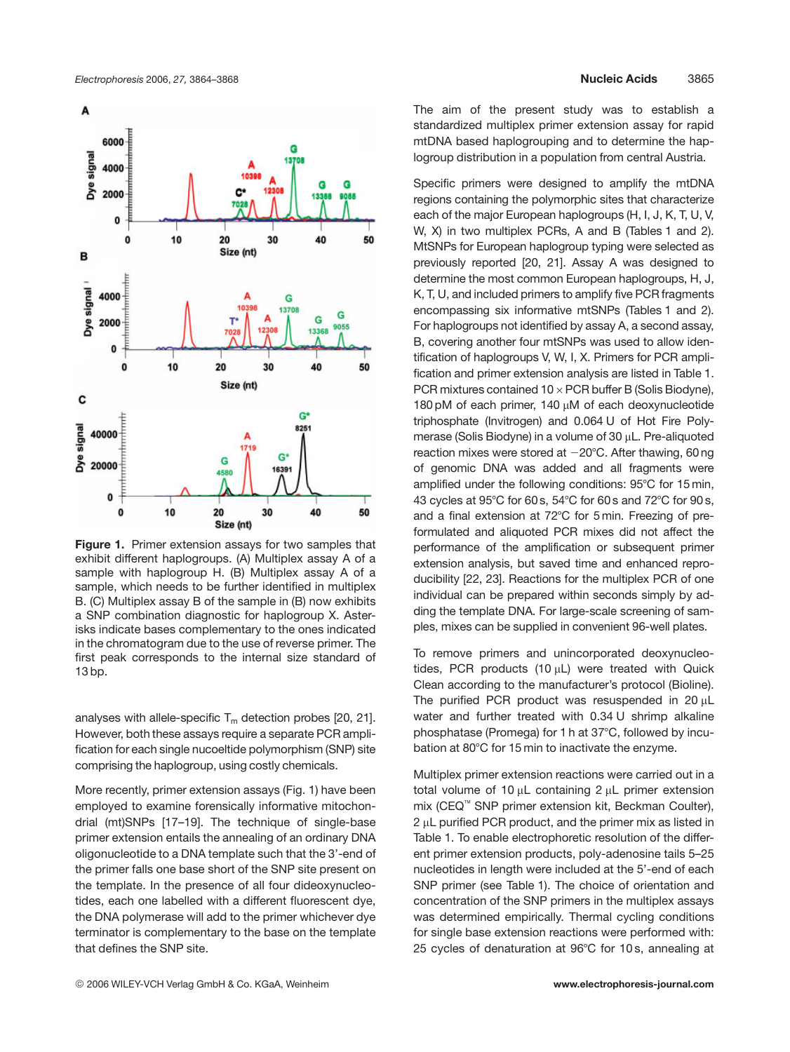**Figure 1.** Primer extension assays for two samples that exhibit different haplogroups. (A) Multiplex assay A of a sample with haplogroup H. (B) Multiplex assay A of a sample, which needs to be further identified in multiplex B. (C) Multiplex assay B of the sample in (B) now exhibits a SNP combination diagnostic for haplogroup X. Asterisks indicate bases complementary to the ones indicated in the chromatogram due to the use of reverse primer. The first peak corresponds to the internal size standard of 13 bp.

analyses with allele-specific $T_m$ detection probes [20, 21]. However, both these assays require a separate PCR amplification for each single nucoeltide polymorphism (SNP) site comprising the haplogroup, using costly chemicals.

More recently, primer extension assays (Fig. 1) have been employed to examine forensically informative mitochondrial (mt)SNPs [17–19]. The technique of single-base primer extension entails the annealing of an ordinary DNA oligonucleotide to a DNA template such that the 3'-end of the primer falls one base short of the SNP site present on the template. In the presence of all four dideoxynucleotides, each one labelled with a different fluorescent dye, the DNA polymerase will add to the primer whichever dye terminator is complementary to the base on the template that defines the SNP site.

The aim of the present study was to establish a standardized multiplex primer extension assay for rapid mtDNA based haplogrouping and to determine the haplogroup distribution in a population from central Austria.

Specific primers were designed to amplify the mtDNA regions containing the polymorphic sites that characterize each of the major European haplogroups (H, I, J, K, T, U, V, W, X) in two multiplex PCRs, A and B (Tables 1 and 2). MtSNPs for European haplogroup typing were selected as previously reported [20, 21]. Assay A was designed to determine the most common European haplogroups, H, J, K, T, U, and included primers to amplify five PCR fragments encompassing six informative mtSNPs (Tables 1 and 2). For haplogroups not identified by assay A, a second assay, B, covering another four mtSNPs was used to allow identification of haplogroups V, W, I, X. Primers for PCR amplification and primer extension analysis are listed in Table 1. PCR mixtures contained 10 × PCR buffer B (Solis Biodyne), 180 pM of each primer, 140 μM of each deoxynucleotide triphosphate (Invitrogen) and 0.064 U of Hot Fire Polymerase (Solis Biodyne) in a volume of 30 μL. Pre-aliquoted reaction mixes were stored at −20°C. After thawing, 60 ng of genomic DNA was added and all fragments were amplified under the following conditions: 95°C for 15 min, 43 cycles at 95°C for 60 s, 54°C for 60 s and 72°C for 90 s, and a final extension at 72°C for 5 min. Freezing of preformulated and aliquoted PCR mixes did not affect the performance of the amplification or subsequent primer extension analysis, but saved time and enhanced reproducibility [22, 23]. Reactions for the multiplex PCR of one individual can be prepared within seconds simply by adding the template DNA. For large-scale screening of samples, mixes can be supplied in convenient 96-well plates.

To remove primers and unincorporated deoxynucleotides, PCR products (10 μL) were treated with Quick Clean according to the manufacturer's protocol (Bioline). The purified PCR product was resuspended in 20 μL water and further treated with 0.34 U shrimp alkaline phosphatase (Promega) for 1 h at 37°C, followed by incubation at 80°C for 15 min to inactivate the enzyme.

Multiplex primer extension reactions were carried out in a total volume of 10 μL containing 2 μL primer extension mix (CEQ™ SNP primer extension kit, Beckman Coulter), 2 μL purified PCR product, and the primer mix as listed in Table 1. To enable electrophoretic resolution of the different primer extension products, poly-adenosine tails 5–25 nucleotides in length were included at the 5'-end of each SNP primer (see Table 1). The choice of orientation and concentration of the SNP primers in the multiplex assays was determined empirically. Thermal cycling conditions for single base extension reactions were performed with: 25 cycles of denaturation at 96°C for 10 s, annealing at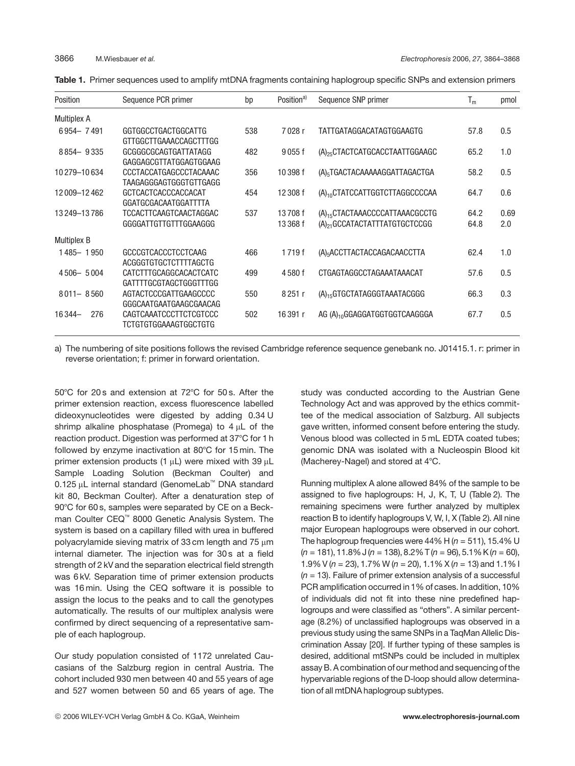**Table 1.** Primer sequences used to amplify mtDNA fragments containing haplogroup specific SNPs and extension primers

| Position | Sequence PCR primer | bp | Position[a)] | Sequence SNP primer | $T_m$ | pmol |
|---|---|---|---|---|---|---|
| Multiplex A | | | | | | |
| 6954– 7491 | GGTGGCCTGACTGGCATTG<br>GTTGGCTTGAAACCAGCTTTGG | 538 | 7028 r | TATTGATAGGACATAGTGGAAGTG | 57.8 | 0.5 |
| 8854– 9335 | GCGGGCGCAGTGATTATAGG<br>GAGGAGCGTTATGGAGTGGAAG | 482 | 9055 f | $(A)_{25}$CTACTCATGCACCTAATTGGAAGC | 65.2 | 1.0 |
| 10279–10634 | CCCTACCATGAGCCCTACAAAC<br>TAAGAGGGAGTGGGTGTTGAGG | 356 | 10398 f | $(A)_5$TGACTACAAAAAGGATTAGACTGA | 58.2 | 0.5 |
| 12009–12462 | GCTCACTCACCCACCACAT<br>GGATGCGACAATGGATTTTA | 454 | 12308 f | $(A)_{10}$CTATCCATTGGTCTTAGGCCCCAA | 64.7 | 0.6 |
| 13249–13786 | TCCACTTCAAGTCAACTAGGAC<br>GGGGATTGTTGTTTGGAAGGG | 537 | 13708 f<br>13368 f | $(A)_{15}$CTACTAAACCCCATTAAACGCCTG<br>$(A)_{21}$GCCATACTATTTATGTGCTCCGG | 64.2<br>64.8 | 0.69<br>2.0 |
| Multiplex B | | | | | | |
| 1485– 1950 | GCCCGTCACCCTCCTCAAG<br>ACGGGTGTGCTCTTTTAGCTG | 466 | 1719 f | $(A)_5$ACCTTACTACCAGACAACCTTA | 62.4 | 1.0 |
| 4506– 5004 | CATCTTTGCAGGCACACTCATC<br>GATTTTGCGTAGCTGGGTTTGG | 499 | 4580 f | CTGAGTAGGCCTAGAAATAAACAT | 57.6 | 0.5 |
| 8011– 8560 | AGTACTCCCGATTGAAGCCCC<br>GGGCAATGAATGAAGCGAACAG | 550 | 8251 r | $(A)_{15}$GTGCTATAGGGTAAATACGGG | 66.3 | 0.3 |
| 16344– 276 | CAGTCAAATCCCTTCTCGTCCC<br>TCTGTGTGGAAAGTGGCTGTG | 502 | 16391 r | AG $(A)_{10}$GGAGGATGGTGGTCAAGGGA | 67.7 | 0.5 |

a) The numbering of site positions follows the revised Cambridge reference sequence genebank no. J01415.1. r: primer in reverse orientation; f: primer in forward orientation.

50°C for 20 s and extension at 72°C for 50 s. After the primer extension reaction, excess fluorescence labelled dideoxynucleotides were digested by adding 0.34 U shrimp alkaline phosphatase (Promega) to 4 μL of the reaction product. Digestion was performed at 37°C for 1 h followed by enzyme inactivation at 80°C for 15 min. The primer extension products (1 μL) were mixed with 39 μL Sample Loading Solution (Beckman Coulter) and 0.125 μL internal standard (GenomeLab™ DNA standard kit 80, Beckman Coulter). After a denaturation step of 90°C for 60 s, samples were separated by CE on a Beckman Coulter CEQ™ 8000 Genetic Analysis System. The system is based on a capillary filled with urea in buffered polyacrylamide sieving matrix of 33 cm length and 75 μm internal diameter. The injection was for 30 s at a field strength of 2 kV and the separation electrical field strength was 6 kV. Separation time of primer extension products was 16 min. Using the CEQ software it is possible to assign the locus to the peaks and to call the genotypes automatically. The results of our multiplex analysis were confirmed by direct sequencing of a representative sample of each haplogroup.

Our study population consisted of 1172 unrelated Caucasians of the Salzburg region in central Austria. The cohort included 930 men between 40 and 55 years of age and 527 women between 50 and 65 years of age. The study was conducted according to the Austrian Gene Technology Act and was approved by the ethics committee of the medical association of Salzburg. All subjects gave written, informed consent before entering the study. Venous blood was collected in 5 mL EDTA coated tubes; genomic DNA was isolated with a Nucleospin Blood kit (Macherey-Nagel) and stored at 4°C.

Running multiplex A alone allowed 84% of the sample to be assigned to five haplogroups: H, J, K, T, U (Table 2). The remaining specimens were further analyzed by multiplex reaction B to identify haplogroups V, W, I, X (Table 2). All nine major European haplogroups were observed in our cohort. The haplogroup frequencies were 44% H ($n = 511$), 15.4% U ($n = 181$), 11.8% J ($n = 138$), 8.2% T ($n = 96$), 5.1% K ($n = 60$), 1.9% V ($n = 23$), 1.7% W ($n = 20$), 1.1% X ($n = 13$) and 1.1% I ($n = 13$). Failure of primer extension analysis of a successful PCR amplification occurred in 1% of cases. In addition, 10% of individuals did not fit into these nine predefined haplogroups and were classified as "others". A similar percentage (8.2%) of unclassified haplogroups was observed in a previous study using the same SNPs in a TaqMan Allelic Discrimination Assay [20]. If further typing of these samples is desired, additional mtSNPs could be included in multiplex assay B. A combination of our method and sequencing of the hypervariable regions of the D-loop should allow determination of all mtDNA haplogroup subtypes.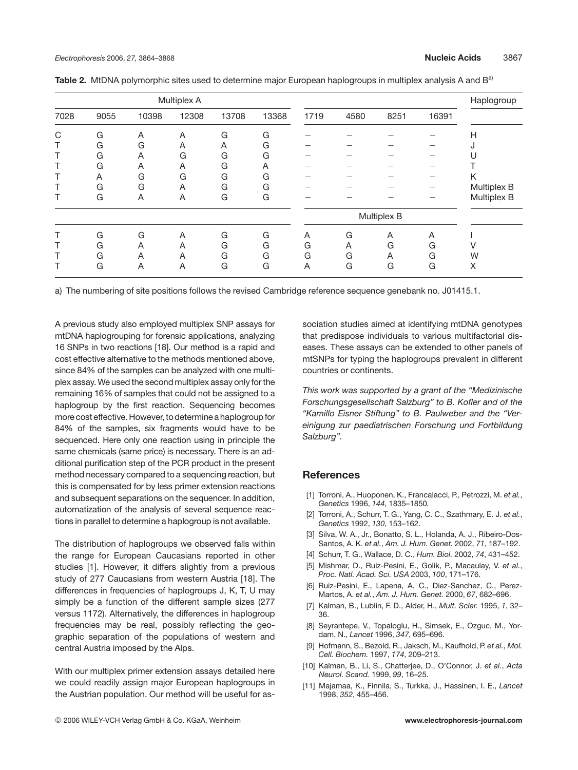**Table 2.** MtDNA polymorphic sites used to determine major European haplogroups in multiplex analysis A and B[a)]

| Multiplex A | | | | | | | | | | Haplogroup |
|---|---|---|---|---|---|---|---|---|---|---|
| 7028 | 9055 | 10398 | 12308 | 13708 | 13368 | 1719 | 4580 | 8251 | 16391 | |
| C | G | A | A | G | G | – | – | – | – | H |
| T | G | G | A | A | G | – | – | – | – | J |
| T | G | A | G | G | G | – | – | – | – | U |
| T | G | A | A | G | A | – | – | – | – | T |
| T | A | G | G | G | G | – | – | – | – | K |
| T | G | G | A | G | G | – | – | – | – | Multiplex B |
| T | G | A | A | G | G | – | – | – | – | Multiplex B |
| | | | | | | Multiplex B | | | | |
| T | G | G | A | G | G | A | G | A | A | I |
| T | G | A | A | G | G | G | A | G | G | V |
| T | G | A | A | G | G | G | G | A | G | W |
| T | G | A | A | G | G | A | G | G | G | X |

a) The numbering of site positions follows the revised Cambridge reference sequence genebank no. J01415.1.

A previous study also employed multiplex SNP assays for mtDNA haplogrouping for forensic applications, analyzing 16 SNPs in two reactions [18]. Our method is a rapid and cost effective alternative to the methods mentioned above, since 84% of the samples can be analyzed with one multiplex assay. We used the second multiplex assay only for the remaining 16% of samples that could not be assigned to a haplogroup by the first reaction. Sequencing becomes more cost effective. However, to determine a haplogroup for 84% of the samples, six fragments would have to be sequenced. Here only one reaction using in principle the same chemicals (same price) is necessary. There is an additional purification step of the PCR product in the present method necessary compared to a sequencing reaction, but this is compensated for by less primer extension reactions and subsequent separations on the sequencer. In addition, automatization of the analysis of several sequence reactions in parallel to determine a haplogroup is not available.

The distribution of haplogroups we observed falls within the range for European Caucasians reported in other studies [1]. However, it differs slightly from a previous study of 277 Caucasians from western Austria [18]. The differences in frequencies of haplogroups J, K, T, U may simply be a function of the different sample sizes (277 versus 1172). Alternatively, the differences in haplogroup frequencies may be real, possibly reflecting the geographic separation of the populations of western and central Austria imposed by the Alps.

With our multiplex primer extension assays detailed here we could readily assign major European haplogroups in the Austrian population. Our method will be useful for association studies aimed at identifying mtDNA genotypes that predispose individuals to various multifactorial diseases. These assays can be extended to other panels of mtSNPs for typing the haplogroups prevalent in different countries or continents.

*This work was supported by a grant of the "Medizinische Forschungsgesellschaft Salzburg" to B. Kofler and of the "Kamillo Eisner Stiftung" to B. Paulweber and the "Vereinigung zur paediatrischen Forschung und Fortbildung Salzburg".*

## References

[1] Torroni, A., Huoponen, K., Francalacci, P., Petrozzi, M. *et al.*, *Genetics* 1996, *144*, 1835–1850.

[2] Torroni, A., Schurr, T. G., Yang, C. C., Szathmary, E. J. *et al.*, *Genetics* 1992, *130*, 153–162.

[3] Silva, W. A., Jr., Bonatto, S. L., Holanda, A. J., Ribeiro-Dos-Santos, A. K. *et al.*, *Am. J. Hum. Genet.* 2002, *71*, 187–192.

[4] Schurr, T. G., Wallace, D. C., *Hum. Biol.* 2002, *74*, 431–452.

[5] Mishmar, D., Ruiz-Pesini, E., Golik, P., Macaulay, V. *et al.*, *Proc. Natl. Acad. Sci. USA* 2003, *100*, 171–176.

[6] Ruiz-Pesini, E., Lapena, A. C., Diez-Sanchez, C., Perez-Martos, A. *et al.*, *Am. J. Hum. Genet.* 2000, *67*, 682–696.

[7] Kalman, B., Lublin, F. D., Alder, H., *Mult. Scler.* 1995, *1*, 32–36.

[8] Seyrantepe, V., Topaloglu, H., Simsek, E., Ozguc, M., Yordam, N., *Lancet* 1996, *347*, 695–696.

[9] Hofmann, S., Bezold, R., Jaksch, M., Kaufhold, P. *et al.*, *Mol. Cell. Biochem.* 1997, *174*, 209–213.

[10] Kalman, B., Li, S., Chatterjee, D., O'Connor, J. *et al.*, *Acta Neurol. Scand.* 1999, *99*, 16–25.

[11] Majamaa, K., Finnila, S., Turkka, J., Hassinen, I. E., *Lancet* 1998, *352*, 455–456.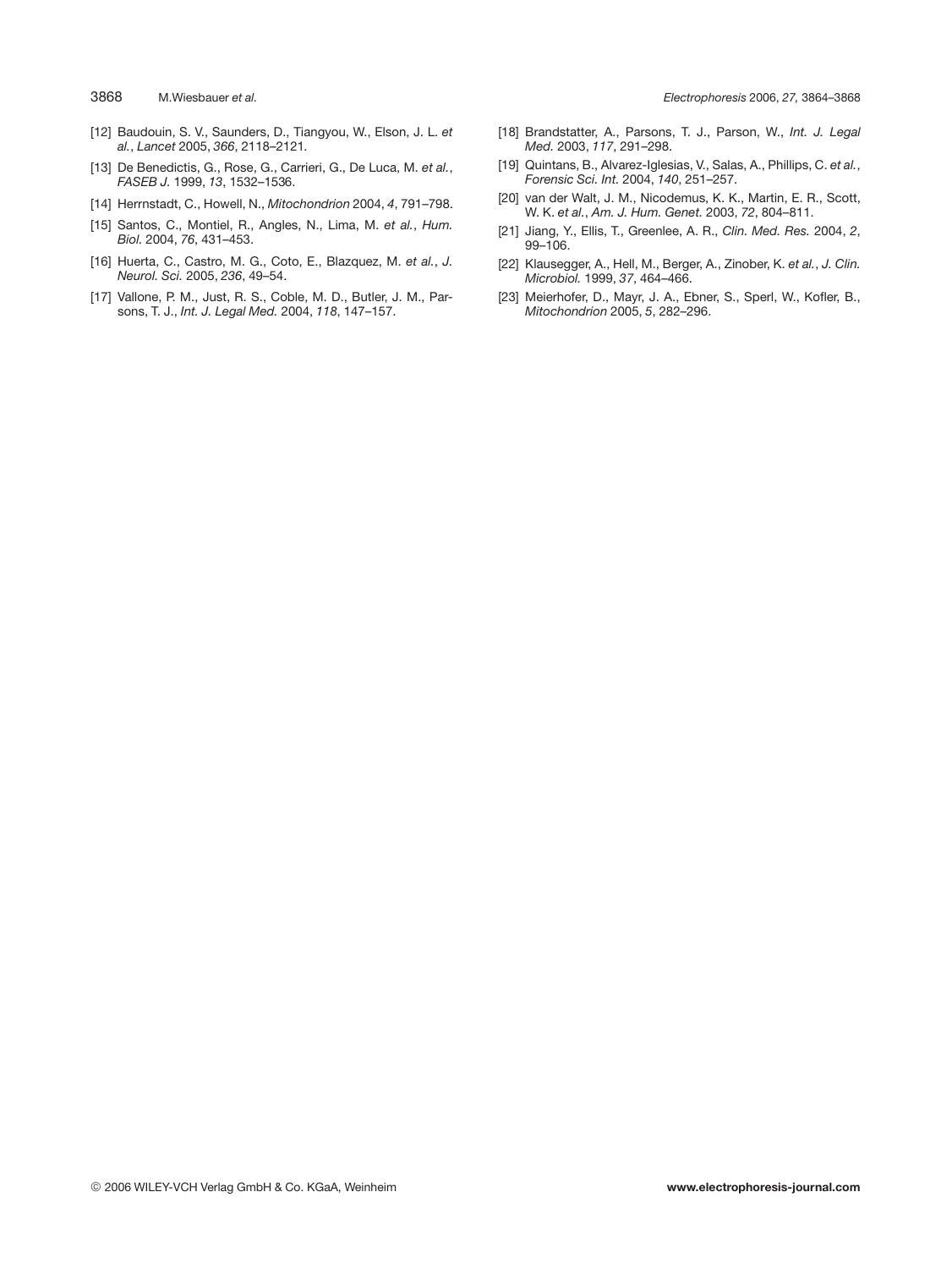[12] Baudouin, S. V., Saunders, D., Tiangyou, W., Elson, J. L. *et al.*, *Lancet* 2005, *366*, 2118–2121.

[13] De Benedictis, G., Rose, G., Carrieri, G., De Luca, M. *et al.*, *FASEB J.* 1999, *13*, 1532–1536.

[14] Herrnstadt, C., Howell, N., *Mitochondrion* 2004, *4*, 791–798.

[15] Santos, C., Montiel, R., Angles, N., Lima, M. *et al.*, *Hum. Biol.* 2004, *76*, 431–453.

[16] Huerta, C., Castro, M. G., Coto, E., Blazquez, M. *et al.*, *J. Neurol. Sci.* 2005, *236*, 49–54.

[17] Vallone, P. M., Just, R. S., Coble, M. D., Butler, J. M., Parsons, T. J., *Int. J. Legal Med.* 2004, *118*, 147–157.

[18] Brandstatter, A., Parsons, T. J., Parson, W., *Int. J. Legal Med.* 2003, *117*, 291–298.

[19] Quintans, B., Alvarez-Iglesias, V., Salas, A., Phillips, C. *et al.*, *Forensic Sci. Int.* 2004, *140*, 251–257.

[20] van der Walt, J. M., Nicodemus, K. K., Martin, E. R., Scott, W. K. *et al.*, *Am. J. Hum. Genet.* 2003, *72*, 804–811.

[21] Jiang, Y., Ellis, T., Greenlee, A. R., *Clin. Med. Res.* 2004, *2*, 99–106.

[22] Klausegger, A., Hell, M., Berger, A., Zinober, K. *et al.*, *J. Clin. Microbiol.* 1999, *37*, 464–466.

[23] Meierhofer, D., Mayr, J. A., Ebner, S., Sperl, W., Kofler, B., *Mitochondrion* 2005, *5*, 282–296.